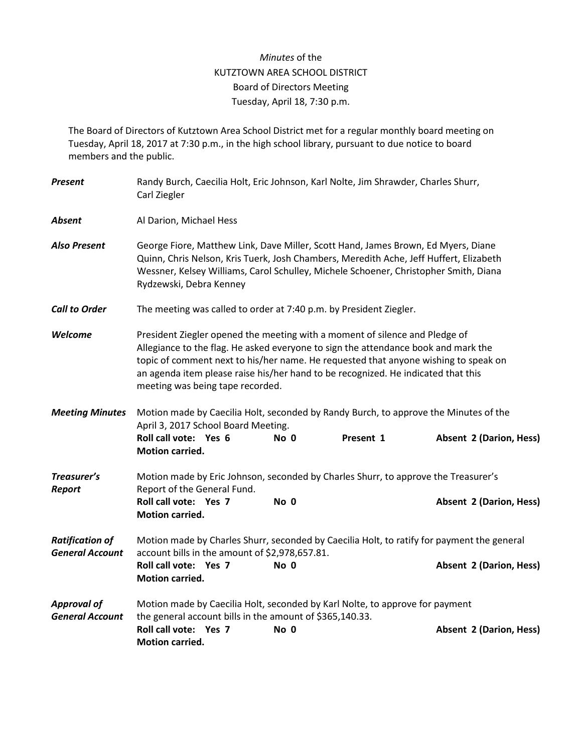*Minutes* of the
KUTZTOWN AREA SCHOOL DISTRICT
Board of Directors Meeting
Tuesday, April 18, 7:30 p.m.

The Board of Directors of Kutztown Area School District met for a regular monthly board meeting on Tuesday, April 18, 2017 at 7:30 p.m., in the high school library, pursuant to due notice to board members and the public.

***Present*** Randy Burch, Caecilia Holt, Eric Johnson, Karl Nolte, Jim Shrawder, Charles Shurr, Carl Ziegler

***Absent*** Al Darion, Michael Hess

***Also Present*** George Fiore, Matthew Link, Dave Miller, Scott Hand, James Brown, Ed Myers, Diane Quinn, Chris Nelson, Kris Tuerk, Josh Chambers, Meredith Ache, Jeff Huffert, Elizabeth Wessner, Kelsey Williams, Carol Schulley, Michele Schoener, Christopher Smith, Diana Rydzewski, Debra Kenney

***Call to Order*** The meeting was called to order at 7:40 p.m. by President Ziegler.

***Welcome*** President Ziegler opened the meeting with a moment of silence and Pledge of Allegiance to the flag. He asked everyone to sign the attendance book and mark the topic of comment next to his/her name. He requested that anyone wishing to speak on an agenda item please raise his/her hand to be recognized. He indicated that this meeting was being tape recorded.

***Meeting Minutes*** Motion made by Caecilia Holt, seconded by Randy Burch, to approve the Minutes of the April 3, 2017 School Board Meeting.
**Roll call vote: Yes 6** **No 0** **Present 1** **Absent 2 (Darion, Hess)**
**Motion carried.**

***Treasurer's Report*** Motion made by Eric Johnson, seconded by Charles Shurr, to approve the Treasurer's Report of the General Fund.
**Roll call vote: Yes 7** **No 0** **Absent 2 (Darion, Hess)**
**Motion carried.**

***Ratification of General Account*** Motion made by Charles Shurr, seconded by Caecilia Holt, to ratify for payment the general account bills in the amount of $2,978,657.81.
**Roll call vote: Yes 7** **No 0** **Absent 2 (Darion, Hess)**
**Motion carried.**

***Approval of General Account*** Motion made by Caecilia Holt, seconded by Karl Nolte, to approve for payment the general account bills in the amount of $365,140.33.
**Roll call vote: Yes 7** **No 0** **Absent 2 (Darion, Hess)**
**Motion carried.**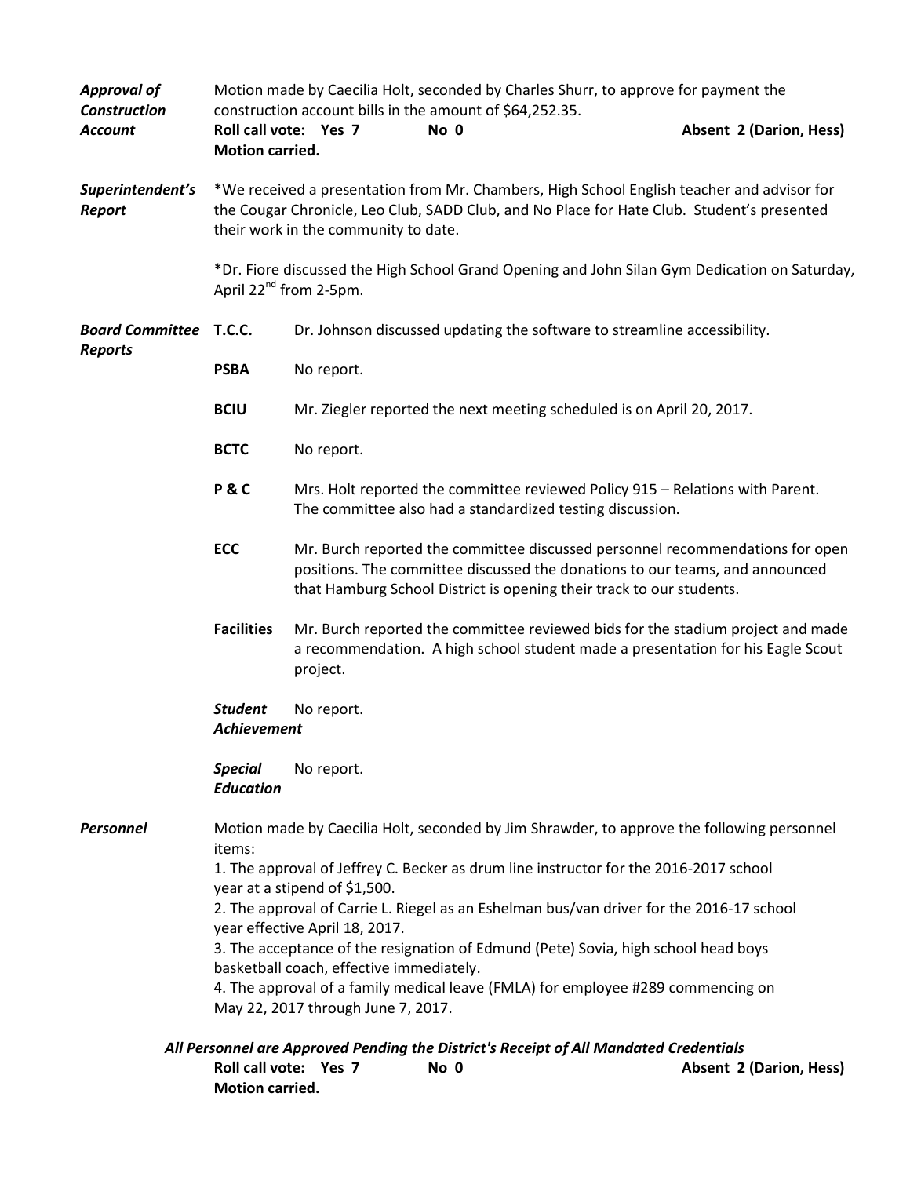***Approval of Construction Account***

Motion made by Caecilia Holt, seconded by Charles Shurr, to approve for payment the construction account bills in the amount of $64,252.35.

**Roll call vote: Yes 7 No 0 Absent 2 (Darion, Hess)**
**Motion carried.**

***Superintendent's Report***

*We received a presentation from Mr. Chambers, High School English teacher and advisor for the Cougar Chronicle, Leo Club, SADD Club, and No Place for Hate Club. Student's presented their work in the community to date.

*Dr. Fiore discussed the High School Grand Opening and John Silan Gym Dedication on Saturday, April 22nd from 2-5pm.

***Board Committee Reports***

**T.C.C.** Dr. Johnson discussed updating the software to streamline accessibility.

**PSBA** No report.

**BCIU** Mr. Ziegler reported the next meeting scheduled is on April 20, 2017.

**BCTC** No report.

**P & C** Mrs. Holt reported the committee reviewed Policy 915 – Relations with Parent. The committee also had a standardized testing discussion.

**ECC** Mr. Burch reported the committee discussed personnel recommendations for open positions. The committee discussed the donations to our teams, and announced that Hamburg School District is opening their track to our students.

**Facilities** Mr. Burch reported the committee reviewed bids for the stadium project and made a recommendation. A high school student made a presentation for his Eagle Scout project.

***Student Achievement*** No report.

***Special Education*** No report.

***Personnel***

Motion made by Caecilia Holt, seconded by Jim Shrawder, to approve the following personnel items:

1. The approval of Jeffrey C. Becker as drum line instructor for the 2016-2017 school year at a stipend of $1,500.
2. The approval of Carrie L. Riegel as an Eshelman bus/van driver for the 2016-17 school year effective April 18, 2017.
3. The acceptance of the resignation of Edmund (Pete) Sovia, high school head boys basketball coach, effective immediately.
4. The approval of a family medical leave (FMLA) for employee #289 commencing on May 22, 2017 through June 7, 2017.

***All Personnel are Approved Pending the District's Receipt of All Mandated Credentials***

**Roll call vote: Yes 7 No 0 Absent 2 (Darion, Hess)**
**Motion carried.**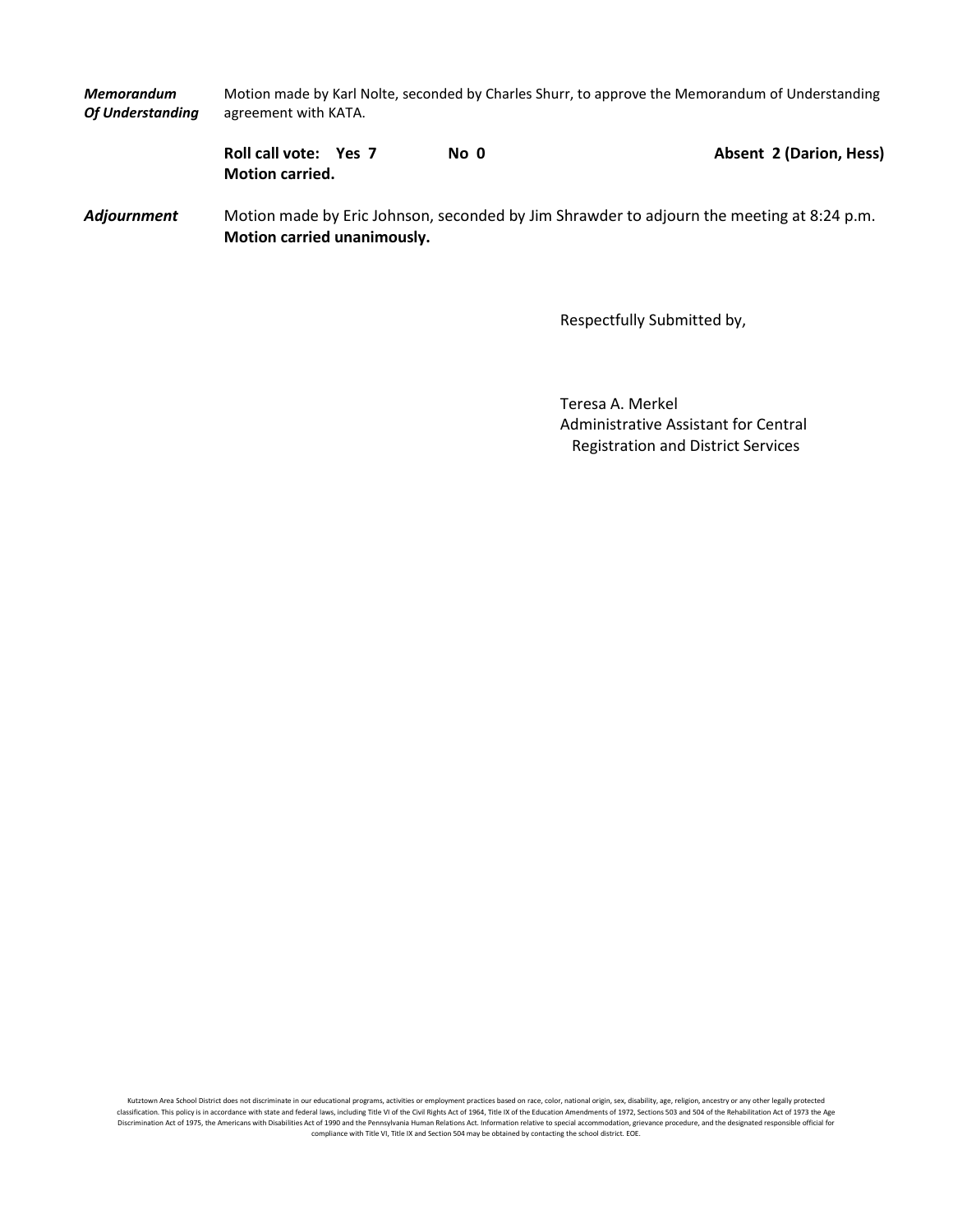***Memorandum Of Understanding*** Motion made by Karl Nolte, seconded by Charles Shurr, to approve the Memorandum of Understanding agreement with KATA.

**Roll call vote: Yes 7 No 0 Absent 2 (Darion, Hess)**
**Motion carried.**

***Adjournment*** Motion made by Eric Johnson, seconded by Jim Shrawder to adjourn the meeting at 8:24 p.m.
**Motion carried unanimously.**

Respectfully Submitted by,

Teresa A. Merkel
Administrative Assistant for Central Registration and District Services

Kutztown Area School District does not discriminate in our educational programs, activities or employment practices based on race, color, national origin, sex, disability, age, religion, ancestry or any other legally protected classification. This policy is in accordance with state and federal laws, including Title VI of the Civil Rights Act of 1964, Title IX of the Education Amendments of 1972, Sections 503 and 504 of the Rehabilitation Act of 1973 the Age Discrimination Act of 1975, the Americans with Disabilities Act of 1990 and the Pennsylvania Human Relations Act. Information relative to special accommodation, grievance procedure, and the designated responsible official for compliance with Title VI, Title IX and Section 504 may be obtained by contacting the school district. EOE.